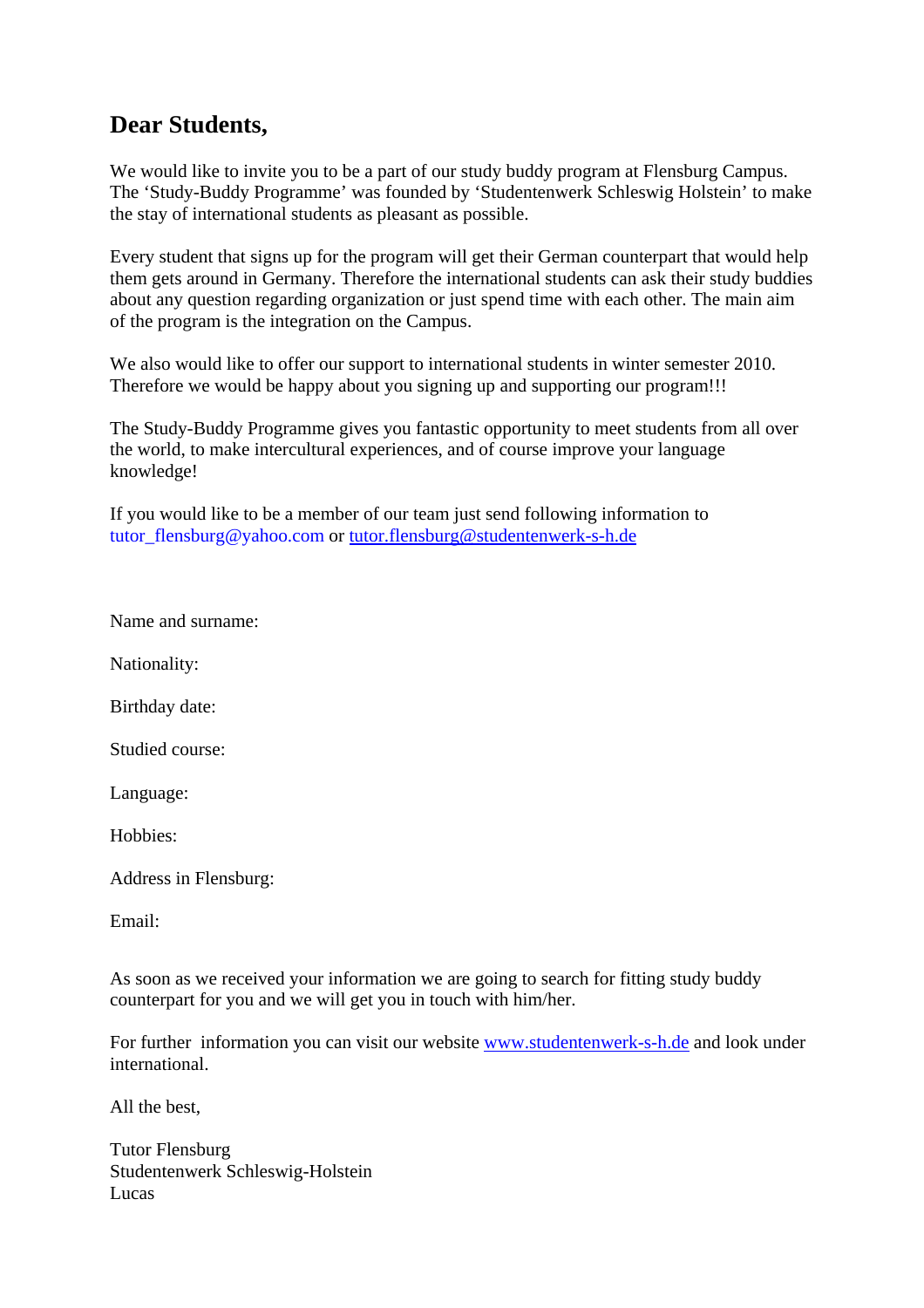## Dear Students,

We would like to invite you to be a part of our study buddy program at Flensburg Campus. The 'Study-Buddy Programme' was founded by 'Studentenwerk Schleswig Holstein' to make the stay of international students as pleasant as possible.

Every student that signs up for the program will get their German counterpart that would help them gets around in Germany. Therefore the international students can ask their study buddies about any question regarding organization or just spend time with each other. The main aim of the program is the integration on the Campus.

We also would like to offer our support to international students in winter semester 2010. Therefore we would be happy about you signing up and supporting our program!!!

The Study-Buddy Programme gives you fantastic opportunity to meet students from all over the world, to make intercultural experiences, and of course improve your language knowledge!

If you would like to be a member of our team just send following information to tutor_flensburg@yahoo.com or tutor.flensburg@studentenwerk-s-h.de

Name and surname:

Nationality:

Birthday date:

Studied course:

Language:

Hobbies:

Address in Flensburg:

Email:

As soon as we received your information we are going to search for fitting study buddy counterpart for you and we will get you in touch with him/her.

For further information you can visit our website www.studentenwerk-s-h.de and look under international.

All the best,

Tutor Flensburg
Studentenwerk Schleswig-Holstein
Lucas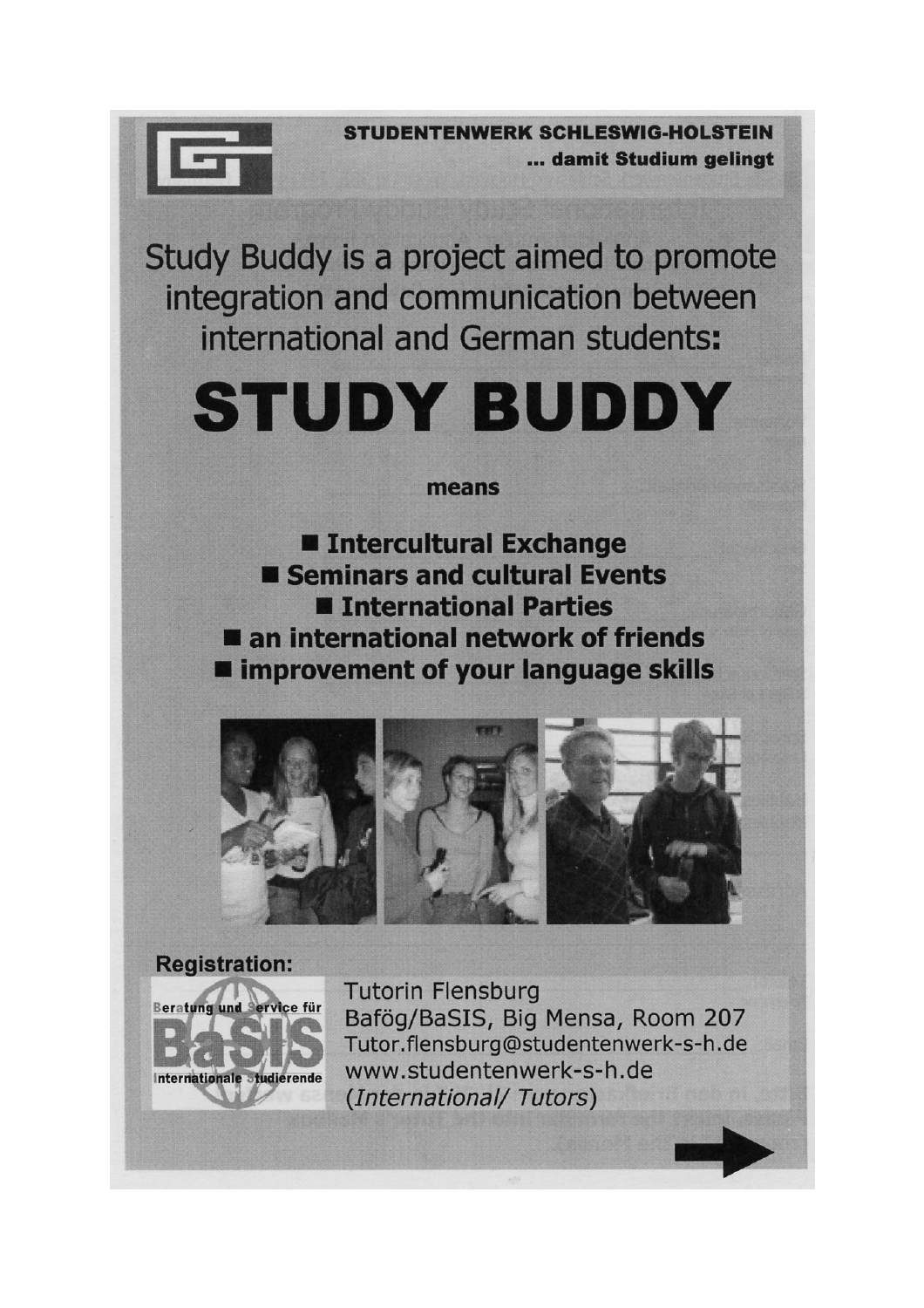**STUDENTENWERK SCHLESWIG-HOLSTEIN**
**... damit Studium gelingt**

Study Buddy is a project aimed to promote integration and communication between international and German students:

# STUDY BUDDY

**means**

- **Intercultural Exchange**
- **Seminars and cultural Events**
- **International Parties**
- **an international network of friends**
- **improvement of your language skills**

**Registration:**

Beratung und Service für Internationale Studierende

Tutorin Flensburg
Bafög/BaSIS, Big Mensa, Room 207
Tutor.flensburg@studentenwerk-s-h.de
www.studentenwerk-s-h.de
(*International/ Tutors*)